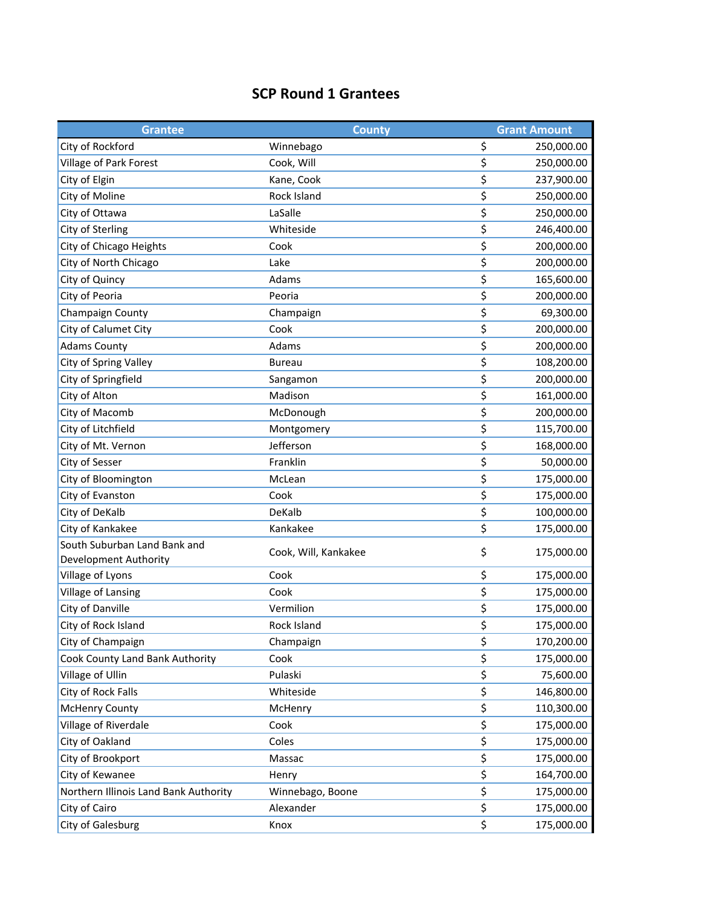# SCP Round 1 Grantees

| Grantee | County | Grant Amount |
|---|---|---|
| City of Rockford | Winnebago | $ 250,000.00 |
| Village of Park Forest | Cook, Will | $ 250,000.00 |
| City of Elgin | Kane, Cook | $ 237,900.00 |
| City of Moline | Rock Island | $ 250,000.00 |
| City of Ottawa | LaSalle | $ 250,000.00 |
| City of Sterling | Whiteside | $ 246,400.00 |
| City of Chicago Heights | Cook | $ 200,000.00 |
| City of North Chicago | Lake | $ 200,000.00 |
| City of Quincy | Adams | $ 165,600.00 |
| City of Peoria | Peoria | $ 200,000.00 |
| Champaign County | Champaign | $ 69,300.00 |
| City of Calumet City | Cook | $ 200,000.00 |
| Adams County | Adams | $ 200,000.00 |
| City of Spring Valley | Bureau | $ 108,200.00 |
| City of Springfield | Sangamon | $ 200,000.00 |
| City of Alton | Madison | $ 161,000.00 |
| City of Macomb | McDonough | $ 200,000.00 |
| City of Litchfield | Montgomery | $ 115,700.00 |
| City of Mt. Vernon | Jefferson | $ 168,000.00 |
| City of Sesser | Franklin | $ 50,000.00 |
| City of Bloomington | McLean | $ 175,000.00 |
| City of Evanston | Cook | $ 175,000.00 |
| City of DeKalb | DeKalb | $ 100,000.00 |
| City of Kankakee | Kankakee | $ 175,000.00 |
| South Suburban Land Bank and Development Authority | Cook, Will, Kankakee | $ 175,000.00 |
| Village of Lyons | Cook | $ 175,000.00 |
| Village of Lansing | Cook | $ 175,000.00 |
| City of Danville | Vermilion | $ 175,000.00 |
| City of Rock Island | Rock Island | $ 175,000.00 |
| City of Champaign | Champaign | $ 170,200.00 |
| Cook County Land Bank Authority | Cook | $ 175,000.00 |
| Village of Ullin | Pulaski | $ 75,600.00 |
| City of Rock Falls | Whiteside | $ 146,800.00 |
| McHenry County | McHenry | $ 110,300.00 |
| Village of Riverdale | Cook | $ 175,000.00 |
| City of Oakland | Coles | $ 175,000.00 |
| City of Brookport | Massac | $ 175,000.00 |
| City of Kewanee | Henry | $ 164,700.00 |
| Northern Illinois Land Bank Authority | Winnebago, Boone | $ 175,000.00 |
| City of Cairo | Alexander | $ 175,000.00 |
| City of Galesburg | Knox | $ 175,000.00 |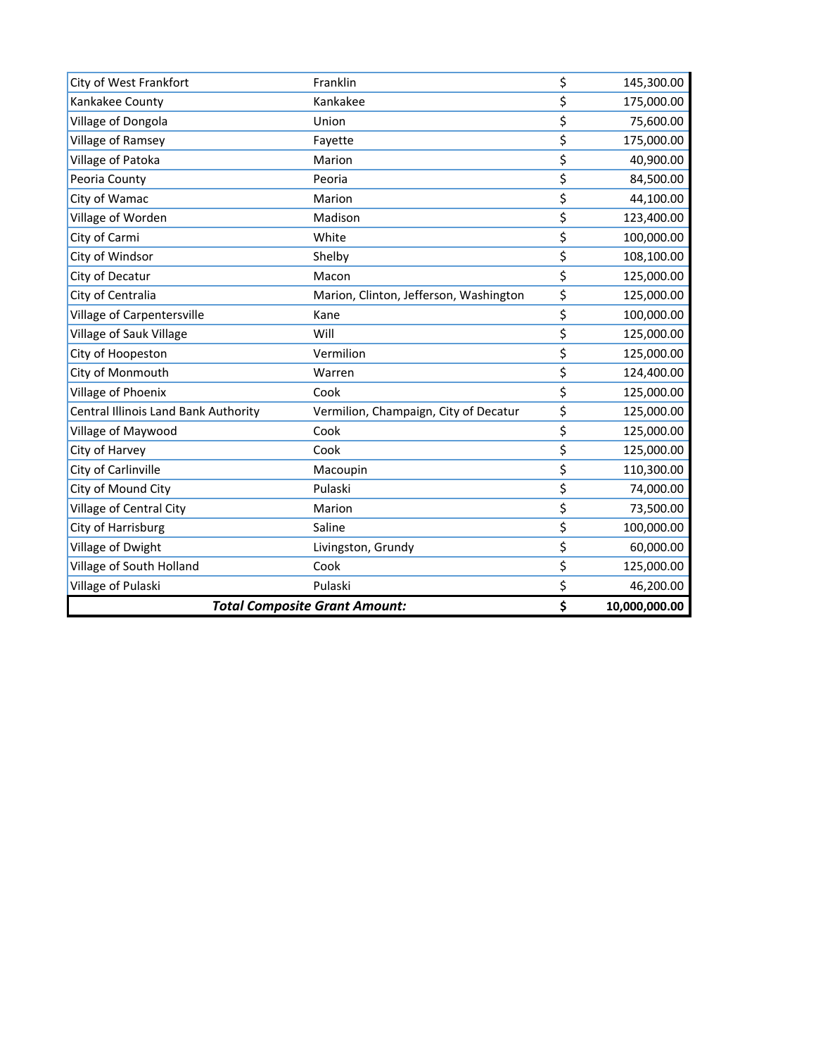| | | | |
|---|---|---|---|
| City of West Frankfort | Franklin | $ | 145,300.00 |
| Kankakee County | Kankakee | $ | 175,000.00 |
| Village of Dongola | Union | $ | 75,600.00 |
| Village of Ramsey | Fayette | $ | 175,000.00 |
| Village of Patoka | Marion | $ | 40,900.00 |
| Peoria County | Peoria | $ | 84,500.00 |
| City of Wamac | Marion | $ | 44,100.00 |
| Village of Worden | Madison | $ | 123,400.00 |
| City of Carmi | White | $ | 100,000.00 |
| City of Windsor | Shelby | $ | 108,100.00 |
| City of Decatur | Macon | $ | 125,000.00 |
| City of Centralia | Marion, Clinton, Jefferson, Washington | $ | 125,000.00 |
| Village of Carpentersville | Kane | $ | 100,000.00 |
| Village of Sauk Village | Will | $ | 125,000.00 |
| City of Hoopeston | Vermilion | $ | 125,000.00 |
| City of Monmouth | Warren | $ | 124,400.00 |
| Village of Phoenix | Cook | $ | 125,000.00 |
| Central Illinois Land Bank Authority | Vermilion, Champaign, City of Decatur | $ | 125,000.00 |
| Village of Maywood | Cook | $ | 125,000.00 |
| City of Harvey | Cook | $ | 125,000.00 |
| City of Carlinville | Macoupin | $ | 110,300.00 |
| City of Mound City | Pulaski | $ | 74,000.00 |
| Village of Central City | Marion | $ | 73,500.00 |
| City of Harrisburg | Saline | $ | 100,000.00 |
| Village of Dwight | Livingston, Grundy | $ | 60,000.00 |
| Village of South Holland | Cook | $ | 125,000.00 |
| Village of Pulaski | Pulaski | $ | 46,200.00 |
| ***Total Composite Grant Amount:*** | | **$** | **10,000,000.00** |